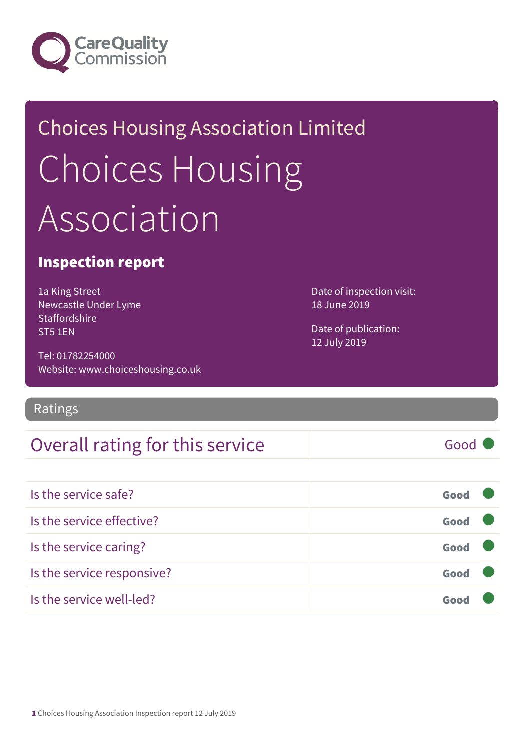Care Quality Commission

## Choices Housing Association Limited

# Choices Housing Association

### Inspection report

1a King Street
Newcastle Under Lyme
Staffordshire
ST5 1EN

Tel: 01782254000
Website: www.choiceshousing.co.uk

Date of inspection visit:
18 June 2019

Date of publication:
12 July 2019

## Ratings

| Overall rating for this service | Good |
| --- | --- |

| Is the service safe? | Good |
| --- | --- |
| Is the service effective? | Good |
| Is the service caring? | Good |
| Is the service responsive? | Good |
| Is the service well-led? | Good |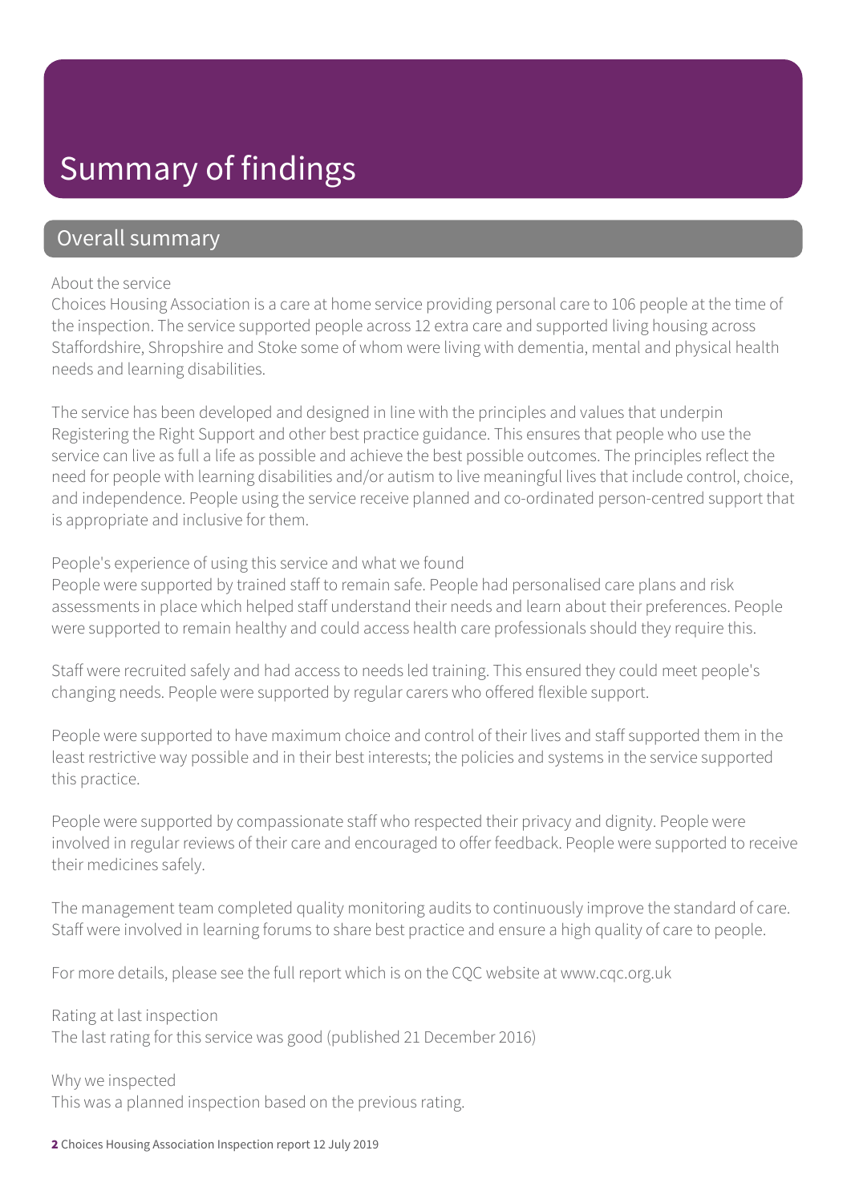# Summary of findings

## Overall summary

About the service

Choices Housing Association is a care at home service providing personal care to 106 people at the time of the inspection. The service supported people across 12 extra care and supported living housing across Staffordshire, Shropshire and Stoke some of whom were living with dementia, mental and physical health needs and learning disabilities.

The service has been developed and designed in line with the principles and values that underpin Registering the Right Support and other best practice guidance. This ensures that people who use the service can live as full a life as possible and achieve the best possible outcomes. The principles reflect the need for people with learning disabilities and/or autism to live meaningful lives that include control, choice, and independence. People using the service receive planned and co-ordinated person-centred support that is appropriate and inclusive for them.

People's experience of using this service and what we found

People were supported by trained staff to remain safe. People had personalised care plans and risk assessments in place which helped staff understand their needs and learn about their preferences. People were supported to remain healthy and could access health care professionals should they require this.

Staff were recruited safely and had access to needs led training. This ensured they could meet people's changing needs. People were supported by regular carers who offered flexible support.

People were supported to have maximum choice and control of their lives and staff supported them in the least restrictive way possible and in their best interests; the policies and systems in the service supported this practice.

People were supported by compassionate staff who respected their privacy and dignity. People were involved in regular reviews of their care and encouraged to offer feedback. People were supported to receive their medicines safely.

The management team completed quality monitoring audits to continuously improve the standard of care. Staff were involved in learning forums to share best practice and ensure a high quality of care to people.

For more details, please see the full report which is on the CQC website at www.cqc.org.uk

Rating at last inspection

The last rating for this service was good (published 21 December 2016)

Why we inspected

This was a planned inspection based on the previous rating.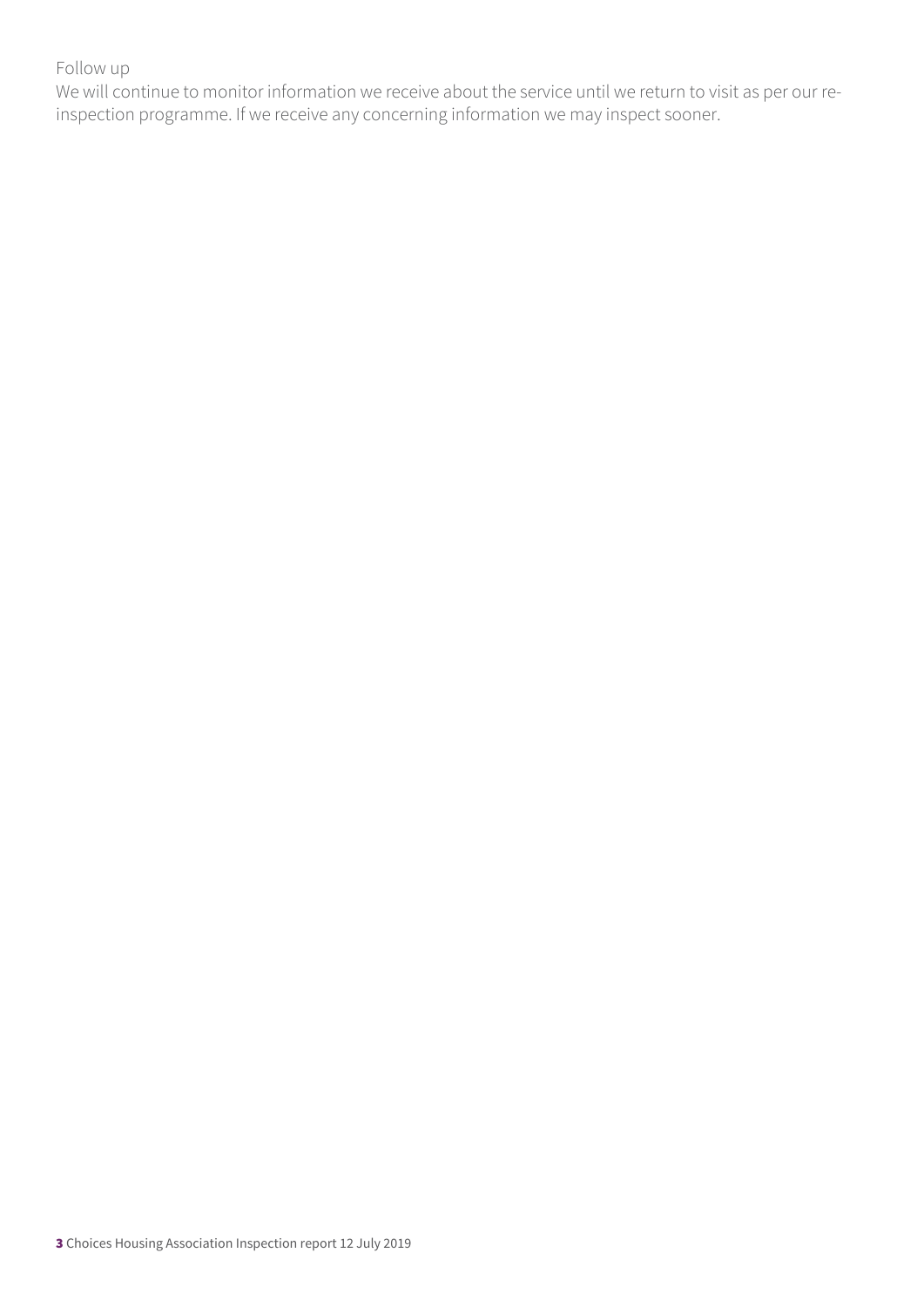Follow up

We will continue to monitor information we receive about the service until we return to visit as per our re-inspection programme. If we receive any concerning information we may inspect sooner.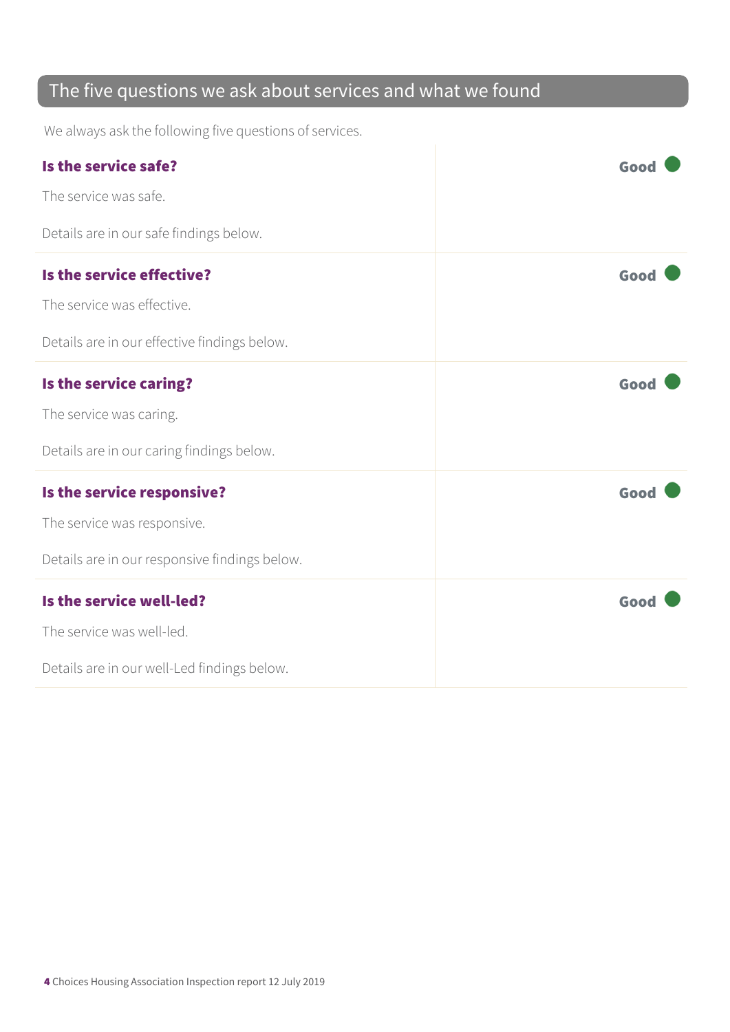## The five questions we ask about services and what we found

We always ask the following five questions of services.

| | |
|---|---|
| **Is the service safe?**<br><br>The service was safe.<br><br>Details are in our safe findings below. | **Good** |
| **Is the service effective?**<br><br>The service was effective.<br><br>Details are in our effective findings below. | **Good** |
| **Is the service caring?**<br><br>The service was caring.<br><br>Details are in our caring findings below. | **Good** |
| **Is the service responsive?**<br><br>The service was responsive.<br><br>Details are in our responsive findings below. | **Good** |
| **Is the service well-led?**<br><br>The service was well-led.<br><br>Details are in our well-Led findings below. | **Good** |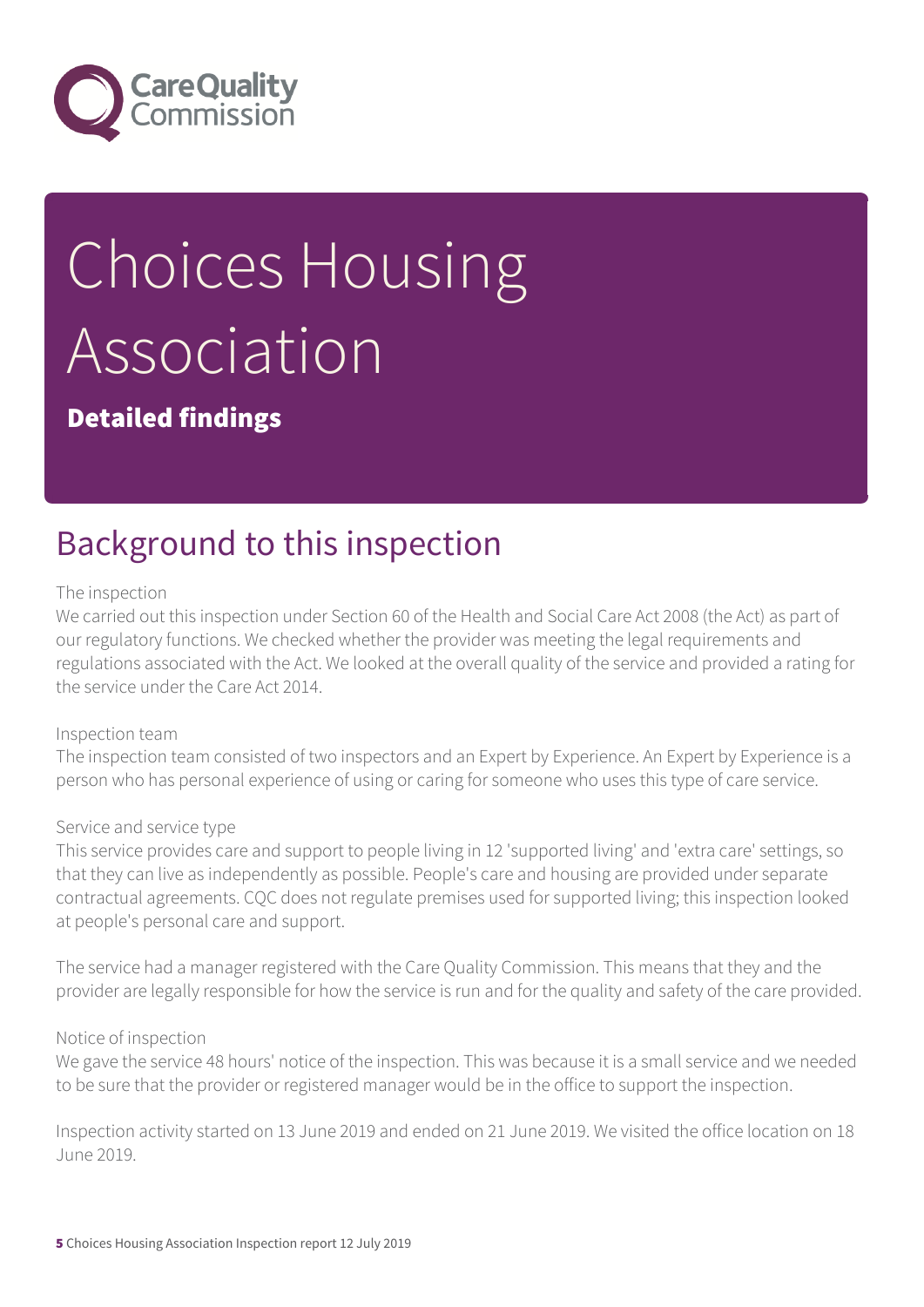# Choices Housing Association

**Detailed findings**

## Background to this inspection

The inspection

We carried out this inspection under Section 60 of the Health and Social Care Act 2008 (the Act) as part of our regulatory functions. We checked whether the provider was meeting the legal requirements and regulations associated with the Act. We looked at the overall quality of the service and provided a rating for the service under the Care Act 2014.

Inspection team

The inspection team consisted of two inspectors and an Expert by Experience. An Expert by Experience is a person who has personal experience of using or caring for someone who uses this type of care service.

Service and service type

This service provides care and support to people living in 12 'supported living' and 'extra care' settings, so that they can live as independently as possible. People's care and housing are provided under separate contractual agreements. CQC does not regulate premises used for supported living; this inspection looked at people's personal care and support.

The service had a manager registered with the Care Quality Commission. This means that they and the provider are legally responsible for how the service is run and for the quality and safety of the care provided.

Notice of inspection

We gave the service 48 hours' notice of the inspection. This was because it is a small service and we needed to be sure that the provider or registered manager would be in the office to support the inspection.

Inspection activity started on 13 June 2019 and ended on 21 June 2019. We visited the office location on 18 June 2019.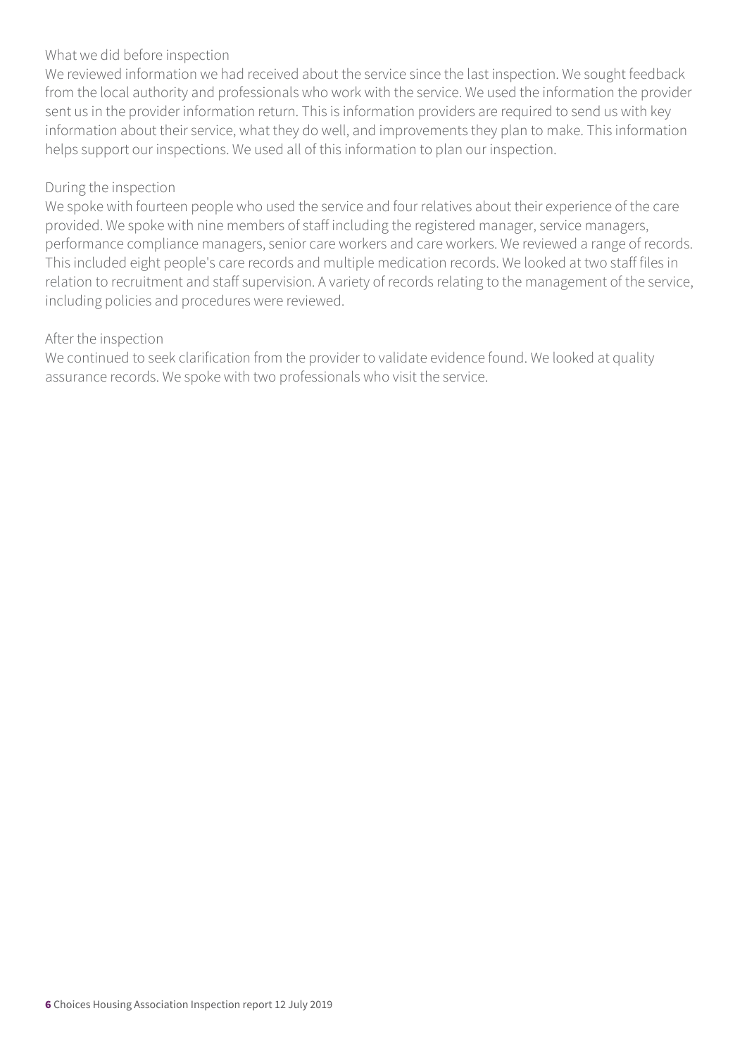What we did before inspection

We reviewed information we had received about the service since the last inspection. We sought feedback from the local authority and professionals who work with the service. We used the information the provider sent us in the provider information return. This is information providers are required to send us with key information about their service, what they do well, and improvements they plan to make. This information helps support our inspections. We used all of this information to plan our inspection.

During the inspection

We spoke with fourteen people who used the service and four relatives about their experience of the care provided. We spoke with nine members of staff including the registered manager, service managers, performance compliance managers, senior care workers and care workers. We reviewed a range of records. This included eight people's care records and multiple medication records. We looked at two staff files in relation to recruitment and staff supervision. A variety of records relating to the management of the service, including policies and procedures were reviewed.

After the inspection

We continued to seek clarification from the provider to validate evidence found. We looked at quality assurance records. We spoke with two professionals who visit the service.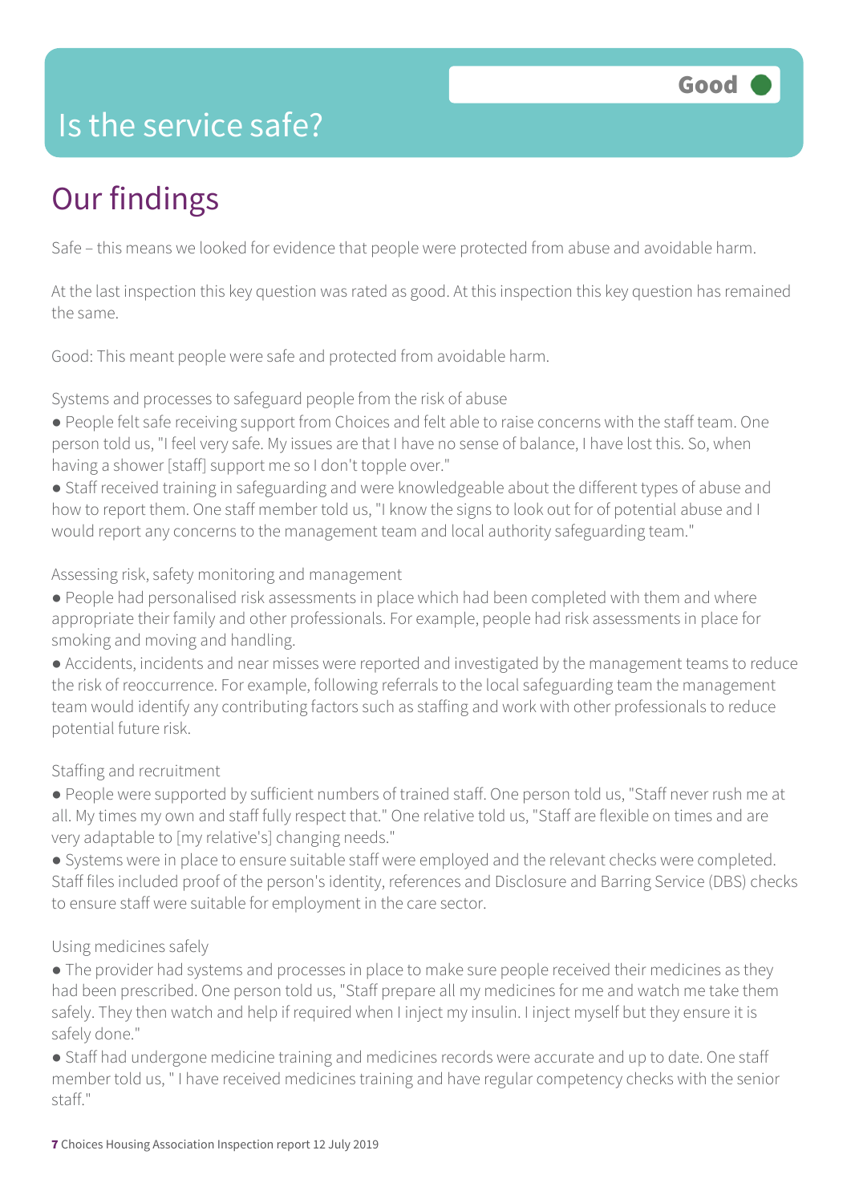# Is the service safe?

**Good**

## Our findings

Safe – this means we looked for evidence that people were protected from abuse and avoidable harm.

At the last inspection this key question was rated as good. At this inspection this key question has remained the same.

Good: This meant people were safe and protected from avoidable harm.

Systems and processes to safeguard people from the risk of abuse

- People felt safe receiving support from Choices and felt able to raise concerns with the staff team. One person told us, "I feel very safe. My issues are that I have no sense of balance, I have lost this. So, when having a shower [staff] support me so I don't topple over."
- Staff received training in safeguarding and were knowledgeable about the different types of abuse and how to report them. One staff member told us, "I know the signs to look out for of potential abuse and I would report any concerns to the management team and local authority safeguarding team."

Assessing risk, safety monitoring and management

- People had personalised risk assessments in place which had been completed with them and where appropriate their family and other professionals. For example, people had risk assessments in place for smoking and moving and handling.
- Accidents, incidents and near misses were reported and investigated by the management teams to reduce the risk of reoccurrence. For example, following referrals to the local safeguarding team the management team would identify any contributing factors such as staffing and work with other professionals to reduce potential future risk.

Staffing and recruitment

- People were supported by sufficient numbers of trained staff. One person told us, "Staff never rush me at all. My times my own and staff fully respect that." One relative told us, "Staff are flexible on times and are very adaptable to [my relative's] changing needs."
- Systems were in place to ensure suitable staff were employed and the relevant checks were completed. Staff files included proof of the person's identity, references and Disclosure and Barring Service (DBS) checks to ensure staff were suitable for employment in the care sector.

Using medicines safely

- The provider had systems and processes in place to make sure people received their medicines as they had been prescribed. One person told us, "Staff prepare all my medicines for me and watch me take them safely. They then watch and help if required when I inject my insulin. I inject myself but they ensure it is safely done."
- Staff had undergone medicine training and medicines records were accurate and up to date. One staff member told us, " I have received medicines training and have regular competency checks with the senior staff."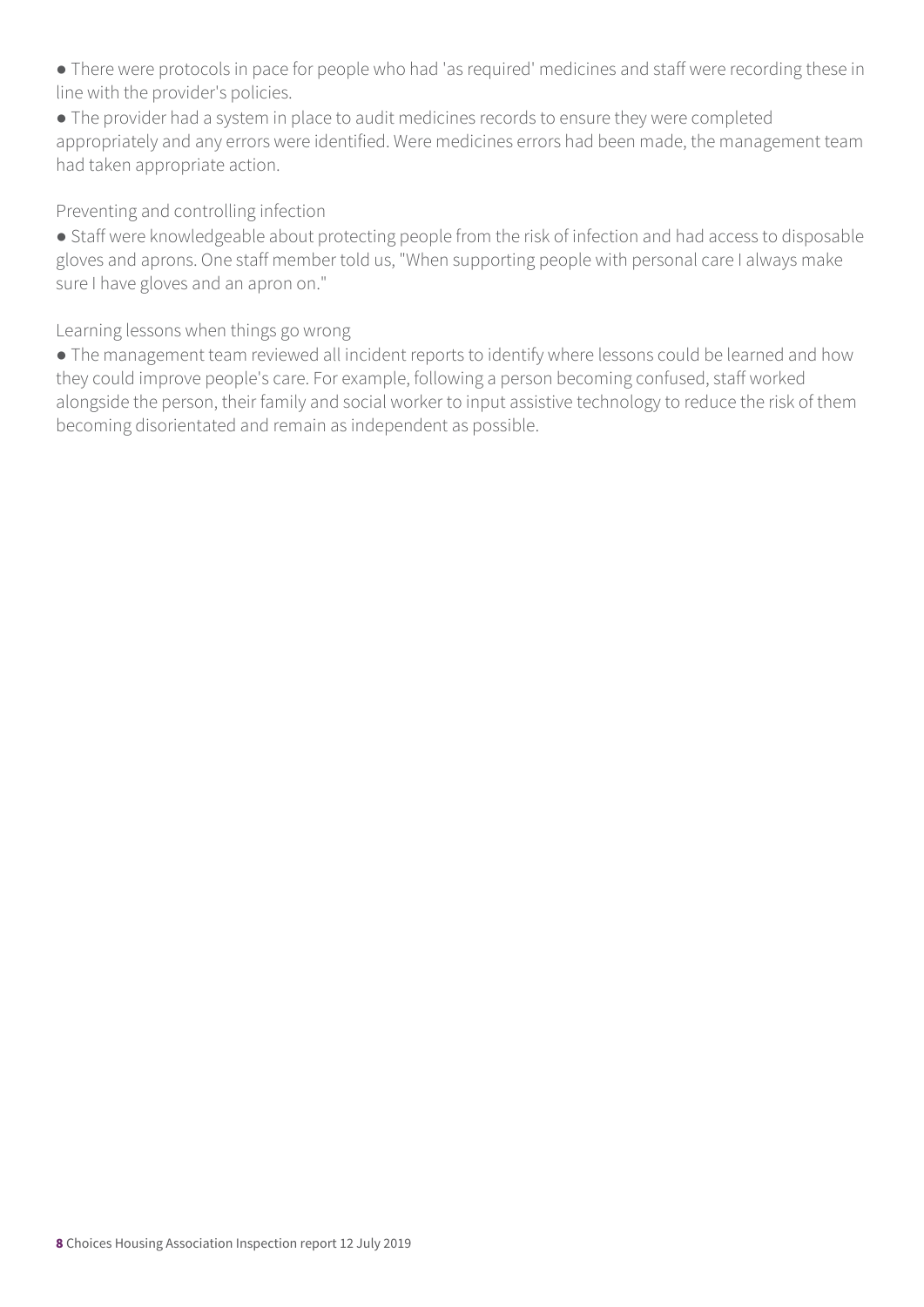- There were protocols in pace for people who had 'as required' medicines and staff were recording these in line with the provider's policies.
- The provider had a system in place to audit medicines records to ensure they were completed appropriately and any errors were identified. Were medicines errors had been made, the management team had taken appropriate action.

Preventing and controlling infection

- Staff were knowledgeable about protecting people from the risk of infection and had access to disposable gloves and aprons. One staff member told us, "When supporting people with personal care I always make sure I have gloves and an apron on."

Learning lessons when things go wrong

- The management team reviewed all incident reports to identify where lessons could be learned and how they could improve people's care. For example, following a person becoming confused, staff worked alongside the person, their family and social worker to input assistive technology to reduce the risk of them becoming disorientated and remain as independent as possible.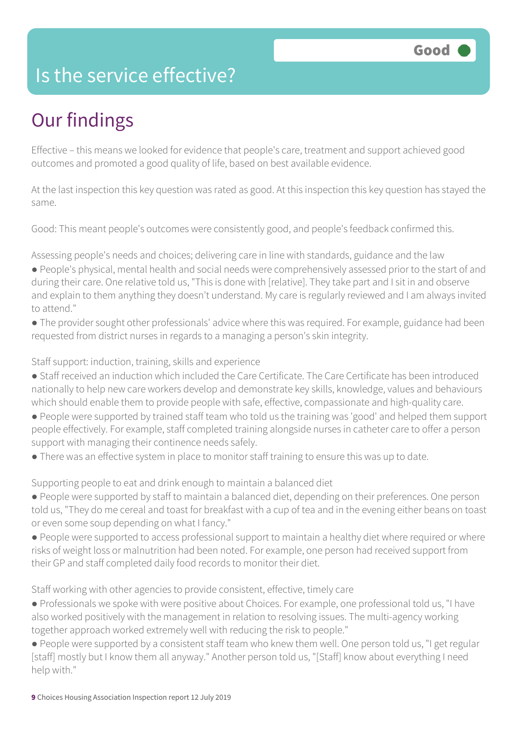# Is the service effective?

Good

## Our findings

Effective – this means we looked for evidence that people's care, treatment and support achieved good outcomes and promoted a good quality of life, based on best available evidence.

At the last inspection this key question was rated as good. At this inspection this key question has stayed the same.

Good: This meant people's outcomes were consistently good, and people's feedback confirmed this.

Assessing people's needs and choices; delivering care in line with standards, guidance and the law

- People's physical, mental health and social needs were comprehensively assessed prior to the start of and during their care. One relative told us, "This is done with [relative]. They take part and I sit in and observe and explain to them anything they doesn't understand. My care is regularly reviewed and I am always invited to attend."
- The provider sought other professionals' advice where this was required. For example, guidance had been requested from district nurses in regards to a managing a person's skin integrity.

Staff support: induction, training, skills and experience

- Staff received an induction which included the Care Certificate. The Care Certificate has been introduced nationally to help new care workers develop and demonstrate key skills, knowledge, values and behaviours which should enable them to provide people with safe, effective, compassionate and high-quality care.
- People were supported by trained staff team who told us the training was 'good' and helped them support people effectively. For example, staff completed training alongside nurses in catheter care to offer a person support with managing their continence needs safely.
- There was an effective system in place to monitor staff training to ensure this was up to date.

Supporting people to eat and drink enough to maintain a balanced diet

- People were supported by staff to maintain a balanced diet, depending on their preferences. One person told us, "They do me cereal and toast for breakfast with a cup of tea and in the evening either beans on toast or even some soup depending on what I fancy."
- People were supported to access professional support to maintain a healthy diet where required or where risks of weight loss or malnutrition had been noted. For example, one person had received support from their GP and staff completed daily food records to monitor their diet.

Staff working with other agencies to provide consistent, effective, timely care

- Professionals we spoke with were positive about Choices. For example, one professional told us, "I have also worked positively with the management in relation to resolving issues. The multi-agency working together approach worked extremely well with reducing the risk to people."
- People were supported by a consistent staff team who knew them well. One person told us, "I get regular [staff] mostly but I know them all anyway." Another person told us, "[Staff] know about everything I need help with."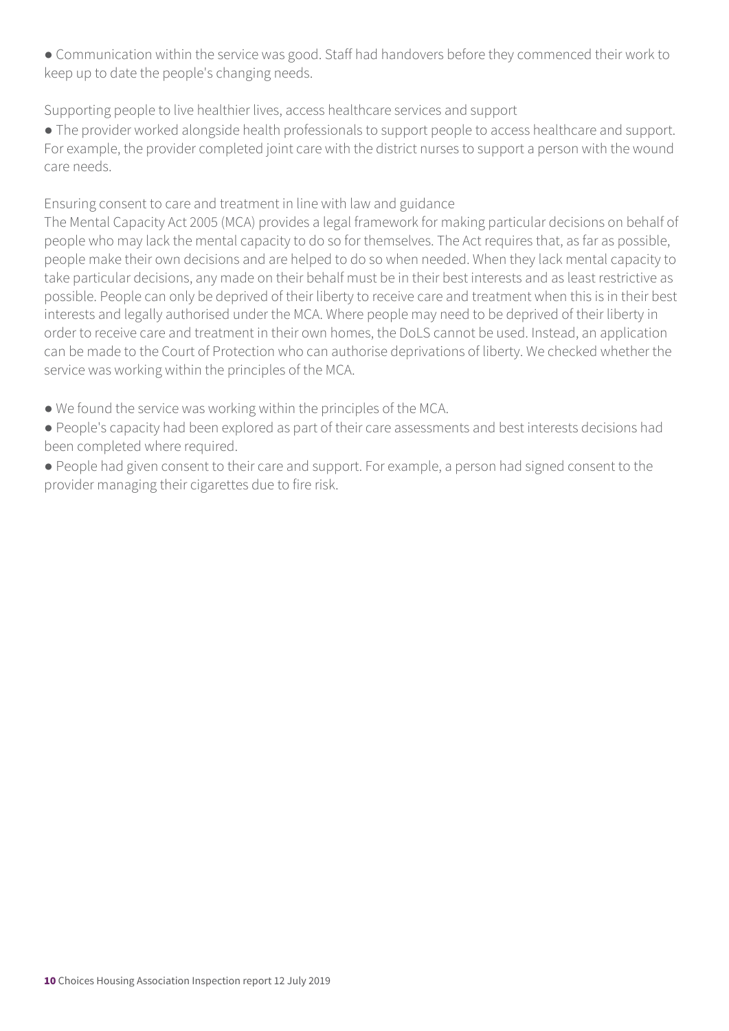- Communication within the service was good. Staff had handovers before they commenced their work to keep up to date the people's changing needs.

Supporting people to live healthier lives, access healthcare services and support

- The provider worked alongside health professionals to support people to access healthcare and support. For example, the provider completed joint care with the district nurses to support a person with the wound care needs.

Ensuring consent to care and treatment in line with law and guidance

The Mental Capacity Act 2005 (MCA) provides a legal framework for making particular decisions on behalf of people who may lack the mental capacity to do so for themselves. The Act requires that, as far as possible, people make their own decisions and are helped to do so when needed. When they lack mental capacity to take particular decisions, any made on their behalf must be in their best interests and as least restrictive as possible. People can only be deprived of their liberty to receive care and treatment when this is in their best interests and legally authorised under the MCA. Where people may need to be deprived of their liberty in order to receive care and treatment in their own homes, the DoLS cannot be used. Instead, an application can be made to the Court of Protection who can authorise deprivations of liberty. We checked whether the service was working within the principles of the MCA.

- We found the service was working within the principles of the MCA.
- People's capacity had been explored as part of their care assessments and best interests decisions had been completed where required.
- People had given consent to their care and support. For example, a person had signed consent to the provider managing their cigarettes due to fire risk.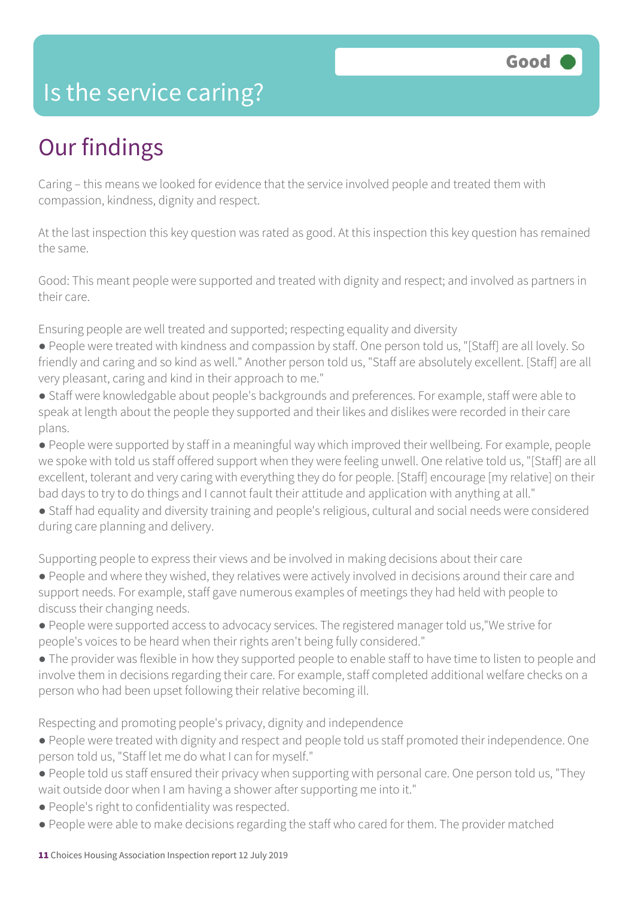# Is the service caring?

**Good**

## Our findings

Caring – this means we looked for evidence that the service involved people and treated them with compassion, kindness, dignity and respect.

At the last inspection this key question was rated as good. At this inspection this key question has remained the same.

Good: This meant people were supported and treated with dignity and respect; and involved as partners in their care.

Ensuring people are well treated and supported; respecting equality and diversity

- People were treated with kindness and compassion by staff. One person told us, "[Staff] are all lovely. So friendly and caring and so kind as well." Another person told us, "Staff are absolutely excellent. [Staff] are all very pleasant, caring and kind in their approach to me."
- Staff were knowledgable about people's backgrounds and preferences. For example, staff were able to speak at length about the people they supported and their likes and dislikes were recorded in their care plans.
- People were supported by staff in a meaningful way which improved their wellbeing. For example, people we spoke with told us staff offered support when they were feeling unwell. One relative told us, "[Staff] are all excellent, tolerant and very caring with everything they do for people. [Staff] encourage [my relative] on their bad days to try to do things and I cannot fault their attitude and application with anything at all."
- Staff had equality and diversity training and people's religious, cultural and social needs were considered during care planning and delivery.

Supporting people to express their views and be involved in making decisions about their care

- People and where they wished, they relatives were actively involved in decisions around their care and support needs. For example, staff gave numerous examples of meetings they had held with people to discuss their changing needs.
- People were supported access to advocacy services. The registered manager told us,"We strive for people's voices to be heard when their rights aren't being fully considered."
- The provider was flexible in how they supported people to enable staff to have time to listen to people and involve them in decisions regarding their care. For example, staff completed additional welfare checks on a person who had been upset following their relative becoming ill.

Respecting and promoting people's privacy, dignity and independence

- People were treated with dignity and respect and people told us staff promoted their independence. One person told us, "Staff let me do what I can for myself."
- People told us staff ensured their privacy when supporting with personal care. One person told us, "They wait outside door when I am having a shower after supporting me into it."
- People's right to confidentiality was respected.
- People were able to make decisions regarding the staff who cared for them. The provider matched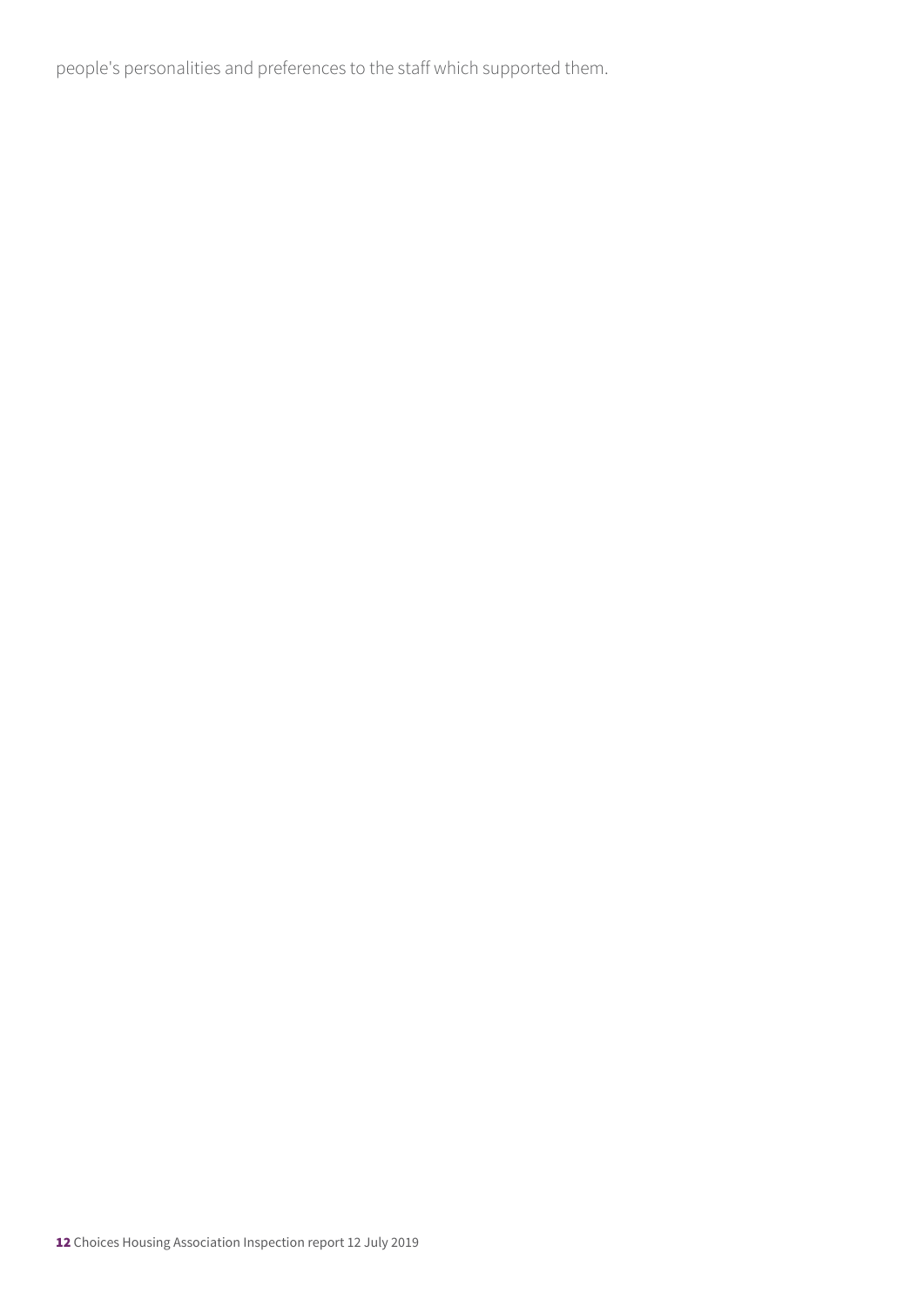people's personalities and preferences to the staff which supported them.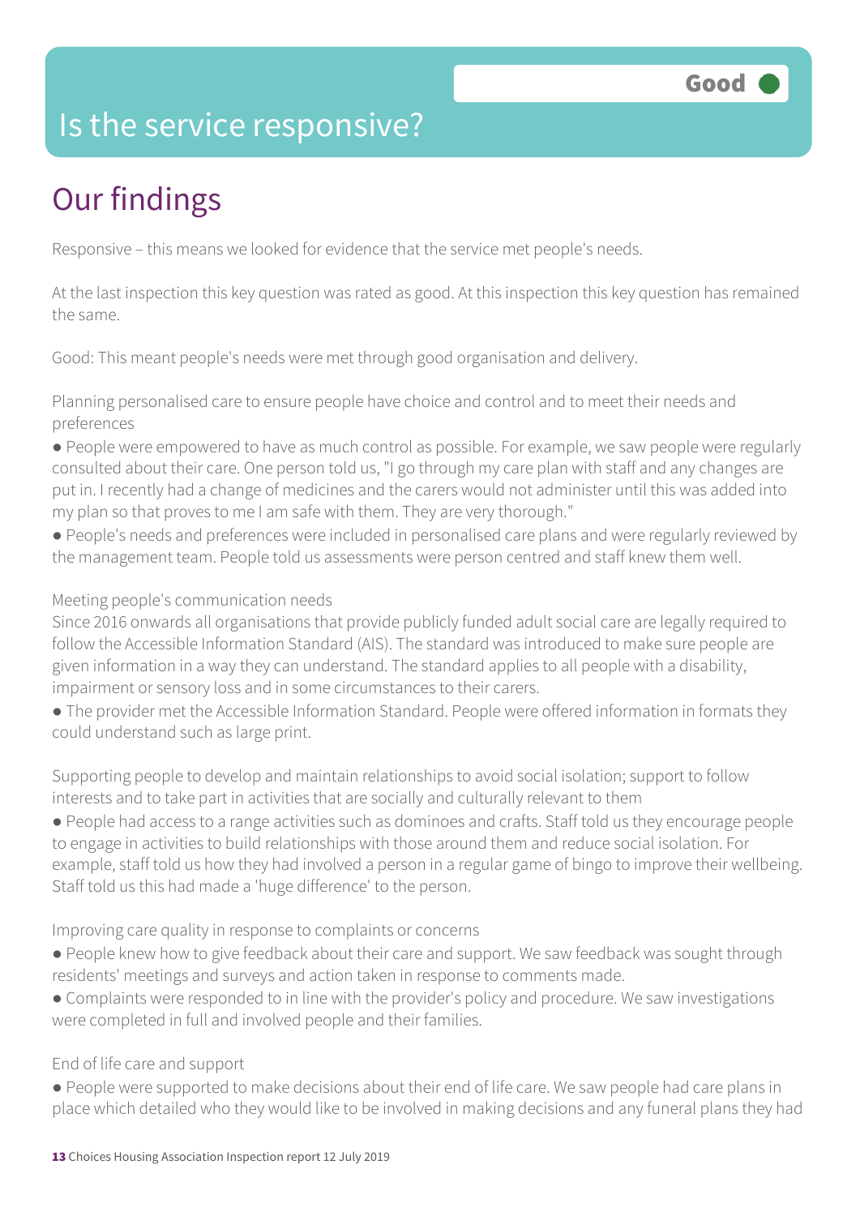# Is the service responsive?

**Good**

## Our findings

Responsive – this means we looked for evidence that the service met people's needs.

At the last inspection this key question was rated as good. At this inspection this key question has remained the same.

Good: This meant people's needs were met through good organisation and delivery.

Planning personalised care to ensure people have choice and control and to meet their needs and preferences

- People were empowered to have as much control as possible. For example, we saw people were regularly consulted about their care. One person told us, "I go through my care plan with staff and any changes are put in. I recently had a change of medicines and the carers would not administer until this was added into my plan so that proves to me I am safe with them. They are very thorough."
- People's needs and preferences were included in personalised care plans and were regularly reviewed by the management team. People told us assessments were person centred and staff knew them well.

Meeting people's communication needs

Since 2016 onwards all organisations that provide publicly funded adult social care are legally required to follow the Accessible Information Standard (AIS). The standard was introduced to make sure people are given information in a way they can understand. The standard applies to all people with a disability, impairment or sensory loss and in some circumstances to their carers.

- The provider met the Accessible Information Standard. People were offered information in formats they could understand such as large print.

Supporting people to develop and maintain relationships to avoid social isolation; support to follow interests and to take part in activities that are socially and culturally relevant to them

- People had access to a range activities such as dominoes and crafts. Staff told us they encourage people to engage in activities to build relationships with those around them and reduce social isolation. For example, staff told us how they had involved a person in a regular game of bingo to improve their wellbeing. Staff told us this had made a 'huge difference' to the person.

Improving care quality in response to complaints or concerns

- People knew how to give feedback about their care and support. We saw feedback was sought through residents' meetings and surveys and action taken in response to comments made.
- Complaints were responded to in line with the provider's policy and procedure. We saw investigations were completed in full and involved people and their families.

End of life care and support

- People were supported to make decisions about their end of life care. We saw people had care plans in place which detailed who they would like to be involved in making decisions and any funeral plans they had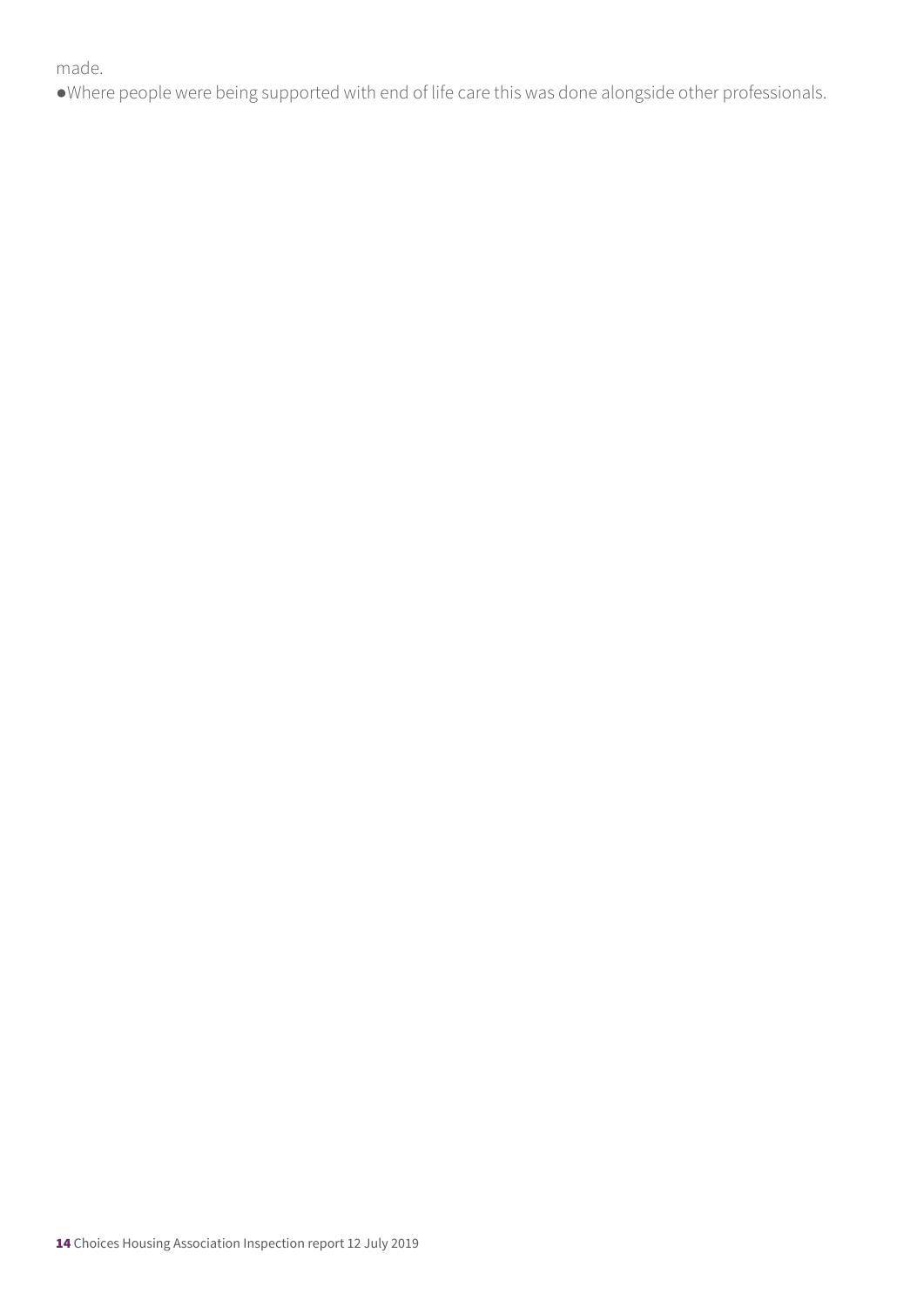made.

- Where people were being supported with end of life care this was done alongside other professionals.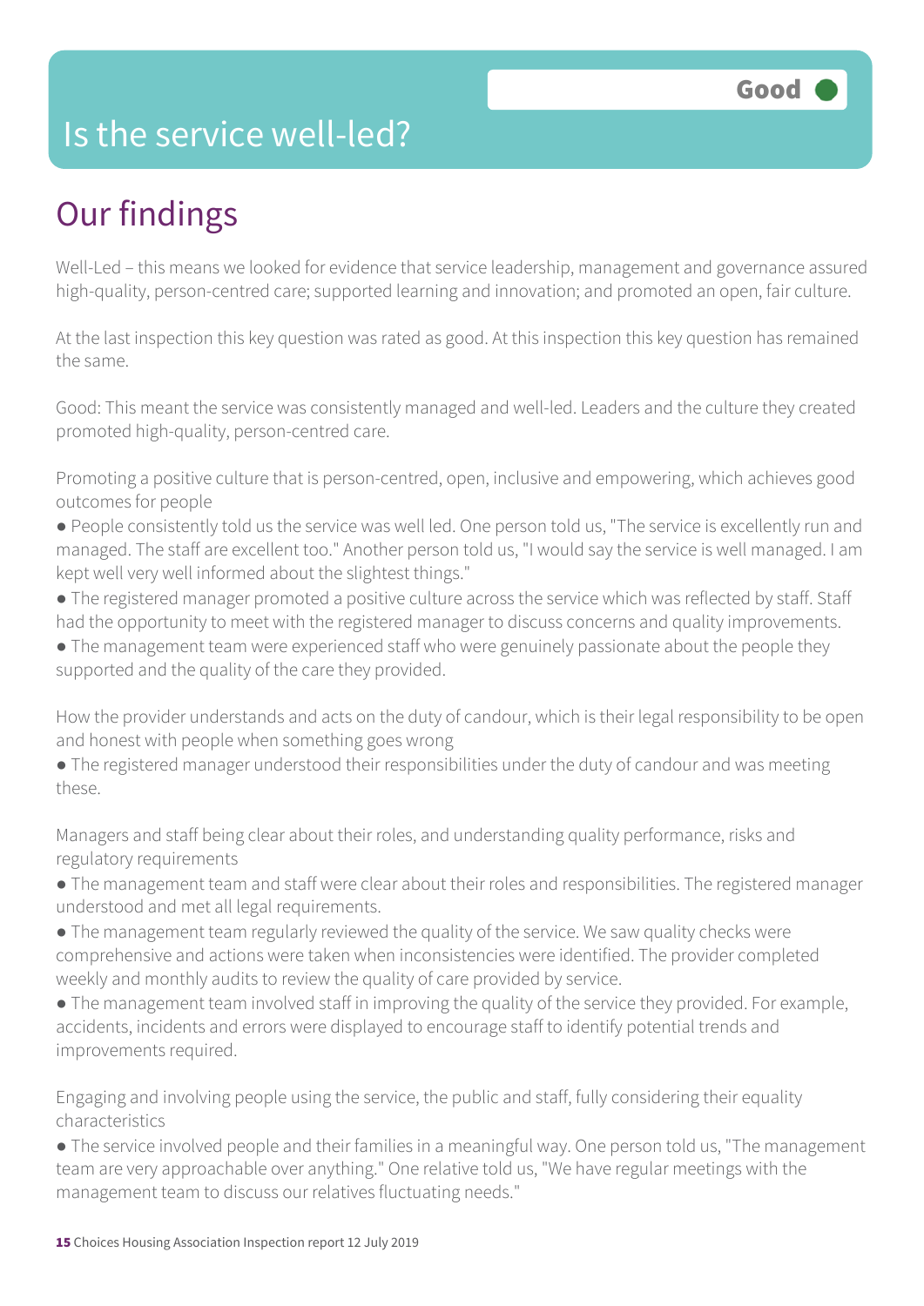# Is the service well-led?

**Good**

## Our findings

Well-Led – this means we looked for evidence that service leadership, management and governance assured high-quality, person-centred care; supported learning and innovation; and promoted an open, fair culture.

At the last inspection this key question was rated as good. At this inspection this key question has remained the same.

Good: This meant the service was consistently managed and well-led. Leaders and the culture they created promoted high-quality, person-centred care.

Promoting a positive culture that is person-centred, open, inclusive and empowering, which achieves good outcomes for people

- People consistently told us the service was well led. One person told us, "The service is excellently run and managed. The staff are excellent too." Another person told us, "I would say the service is well managed. I am kept well very well informed about the slightest things."
- The registered manager promoted a positive culture across the service which was reflected by staff. Staff had the opportunity to meet with the registered manager to discuss concerns and quality improvements.
- The management team were experienced staff who were genuinely passionate about the people they supported and the quality of the care they provided.

How the provider understands and acts on the duty of candour, which is their legal responsibility to be open and honest with people when something goes wrong

- The registered manager understood their responsibilities under the duty of candour and was meeting these.

Managers and staff being clear about their roles, and understanding quality performance, risks and regulatory requirements

- The management team and staff were clear about their roles and responsibilities. The registered manager understood and met all legal requirements.
- The management team regularly reviewed the quality of the service. We saw quality checks were comprehensive and actions were taken when inconsistencies were identified. The provider completed weekly and monthly audits to review the quality of care provided by service.
- The management team involved staff in improving the quality of the service they provided. For example, accidents, incidents and errors were displayed to encourage staff to identify potential trends and improvements required.

Engaging and involving people using the service, the public and staff, fully considering their equality characteristics

- The service involved people and their families in a meaningful way. One person told us, "The management team are very approachable over anything." One relative told us, "We have regular meetings with the management team to discuss our relatives fluctuating needs."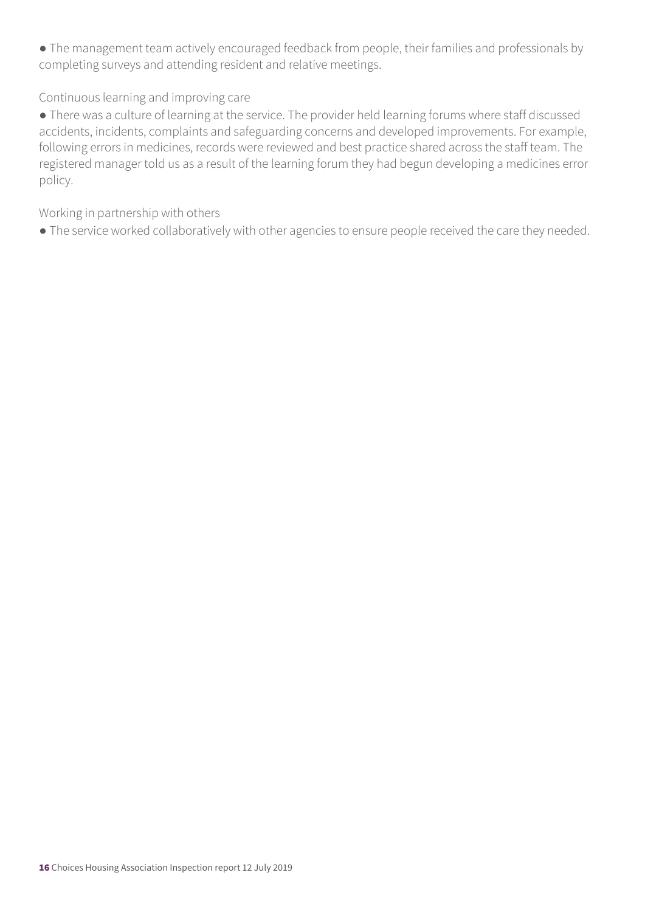- The management team actively encouraged feedback from people, their families and professionals by completing surveys and attending resident and relative meetings.

Continuous learning and improving care

- There was a culture of learning at the service. The provider held learning forums where staff discussed accidents, incidents, complaints and safeguarding concerns and developed improvements. For example, following errors in medicines, records were reviewed and best practice shared across the staff team. The registered manager told us as a result of the learning forum they had begun developing a medicines error policy.

Working in partnership with others

- The service worked collaboratively with other agencies to ensure people received the care they needed.